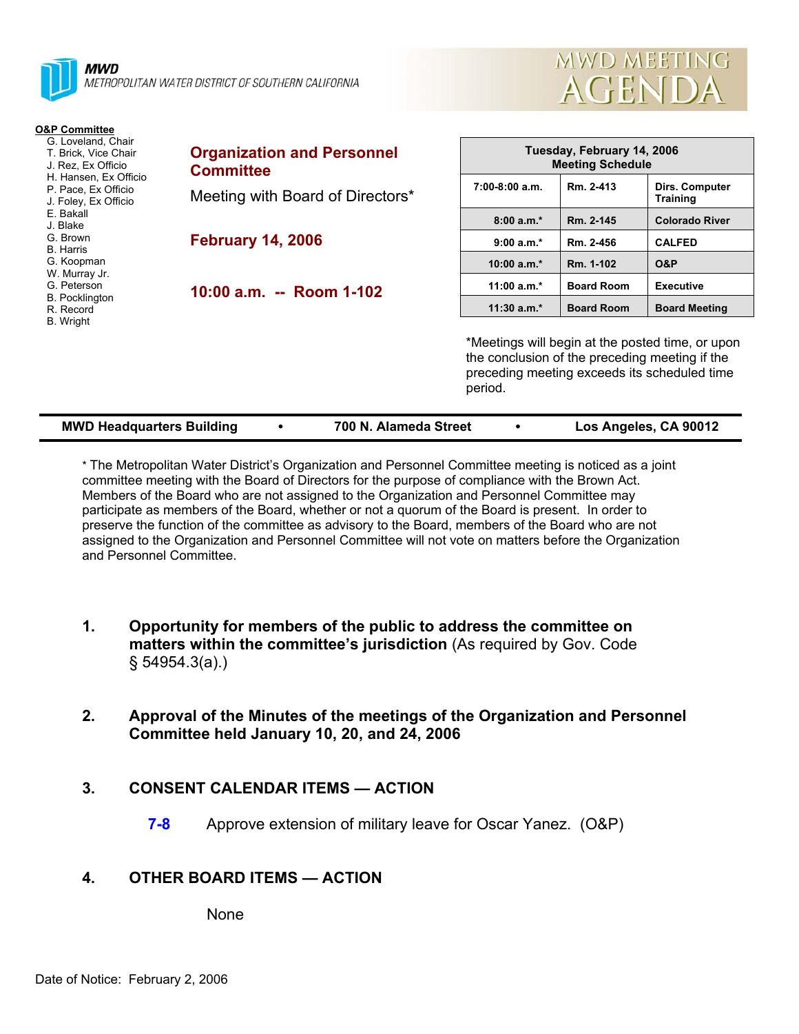**MWD**
METROPOLITAN WATER DISTRICT OF SOUTHERN CALIFORNIA

# MWD MEETING AGENDA

**O&P Committee**

- G. Loveland, Chair
- T. Brick, Vice Chair
- J. Rez, Ex Officio
- H. Hansen, Ex Officio
- P. Pace, Ex Officio
- J. Foley, Ex Officio
- E. Bakall
- J. Blake
- G. Brown
- B. Harris
- G. Koopman
- W. Murray Jr.
- G. Peterson
- B. Pocklington
- R. Record
- B. Wright

## Organization and Personnel Committee

Meeting with Board of Directors*

**February 14, 2006**

**10:00 a.m. -- Room 1-102**

| Tuesday, February 14, 2006 Meeting Schedule | | |
|---|---|---|
| 7:00-8:00 a.m. | Rm. 2-413 | Dirs. Computer Training |
| 8:00 a.m.* | Rm. 2-145 | Colorado River |
| 9:00 a.m.* | Rm. 2-456 | CALFED |
| 10:00 a.m.* | Rm. 1-102 | O&P |
| 11:00 a.m.* | Board Room | Executive |
| 11:30 a.m.* | Board Room | Board Meeting |

*Meetings will begin at the posted time, or upon the conclusion of the preceding meeting if the preceding meeting exceeds its scheduled time period.

**MWD Headquarters Building • 700 N. Alameda Street • Los Angeles, CA 90012**

* The Metropolitan Water District's Organization and Personnel Committee meeting is noticed as a joint committee meeting with the Board of Directors for the purpose of compliance with the Brown Act. Members of the Board who are not assigned to the Organization and Personnel Committee may participate as members of the Board, whether or not a quorum of the Board is present. In order to preserve the function of the committee as advisory to the Board, members of the Board who are not assigned to the Organization and Personnel Committee will not vote on matters before the Organization and Personnel Committee.

1. **Opportunity for members of the public to address the committee on matters within the committee's jurisdiction** (As required by Gov. Code § 54954.3(a).)

2. **Approval of the Minutes of the meetings of the Organization and Personnel Committee held January 10, 20, and 24, 2006**

3. **CONSENT CALENDAR ITEMS — ACTION**

   **7-8** Approve extension of military leave for Oscar Yanez. (O&P)

4. **OTHER BOARD ITEMS — ACTION**

   None

Date of Notice: February 2, 2006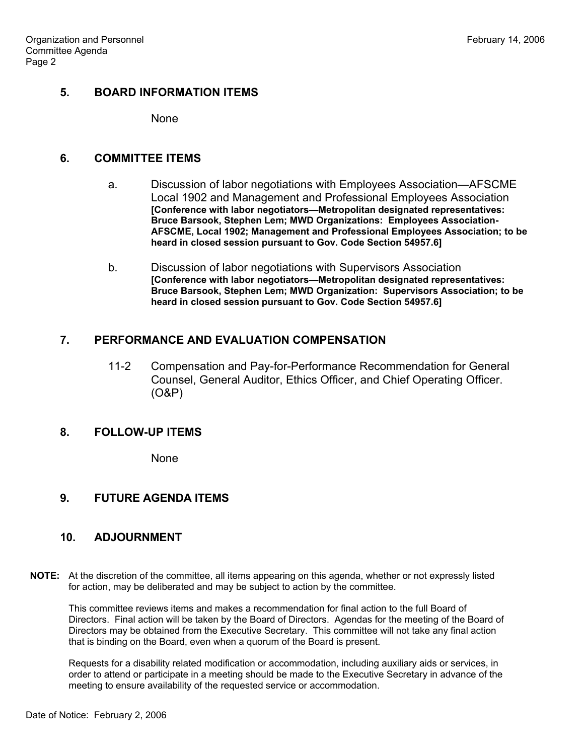## 5. BOARD INFORMATION ITEMS

None

## 6. COMMITTEE ITEMS

a. Discussion of labor negotiations with Employees Association—AFSCME Local 1902 and Management and Professional Employees Association **[Conference with labor negotiators—Metropolitan designated representatives: Bruce Barsook, Stephen Lem; MWD Organizations: Employees Association-AFSCME, Local 1902; Management and Professional Employees Association; to be heard in closed session pursuant to Gov. Code Section 54957.6]**

b. Discussion of labor negotiations with Supervisors Association **[Conference with labor negotiators—Metropolitan designated representatives: Bruce Barsook, Stephen Lem; MWD Organization: Supervisors Association; to be heard in closed session pursuant to Gov. Code Section 54957.6]**

## 7. PERFORMANCE AND EVALUATION COMPENSATION

11-2 Compensation and Pay-for-Performance Recommendation for General Counsel, General Auditor, Ethics Officer, and Chief Operating Officer. (O&P)

## 8. FOLLOW-UP ITEMS

None

## 9. FUTURE AGENDA ITEMS

## 10. ADJOURNMENT

**NOTE:** At the discretion of the committee, all items appearing on this agenda, whether or not expressly listed for action, may be deliberated and may be subject to action by the committee.

This committee reviews items and makes a recommendation for final action to the full Board of Directors. Final action will be taken by the Board of Directors. Agendas for the meeting of the Board of Directors may be obtained from the Executive Secretary. This committee will not take any final action that is binding on the Board, even when a quorum of the Board is present.

Requests for a disability related modification or accommodation, including auxiliary aids or services, in order to attend or participate in a meeting should be made to the Executive Secretary in advance of the meeting to ensure availability of the requested service or accommodation.

Date of Notice: February 2, 2006